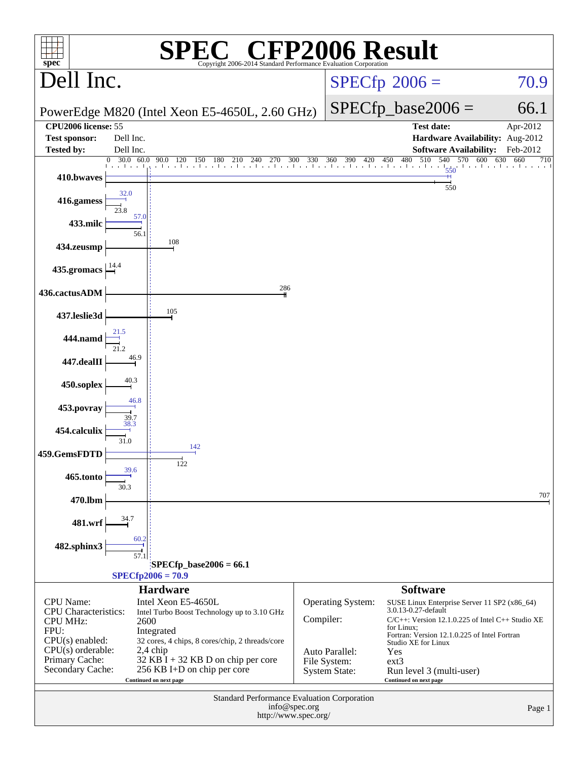# SPEC CFP2006 Result

Copyright 2006-2014 Standard Performance Evaluation Corporation

## Dell Inc.

PowerEdge M820 (Intel Xeon E5-4650L, 2.60 GHz)

SPECfp 2006 = 70.9

SPECfp_base2006 = 66.1

| | | | |
|---|---|---|---|
| **CPU2006 license:** | 55 | **Test date:** | Apr-2012 |
| **Test sponsor:** | Dell Inc. | **Hardware Availability:** | Aug-2012 |
| **Tested by:** | Dell Inc. | **Software Availability:** | Feb-2012 |

| Benchmark | Peak | Base |
|---|---|---|
| 410.bwaves | 550 | 550 |
| 416.gamess | 32.0 | 23.8 |
| 433.milc | 57.0 | 56.1 |
| 434.zeusmp | | 108 |
| 435.gromacs | | 14.4 |
| 436.cactusADM | | 286 |
| 437.leslie3d | | 105 |
| 444.namd | 21.5 | 21.2 |
| 447.dealII | | 46.9 |
| 450.soplex | | 40.3 |
| 453.povray | 46.8 | 39.7 |
| 454.calculix | 38.3 | 31.0 |
| 459.GemsFDTD | 142 | 122 |
| 465.tonto | 39.6 | 30.3 |
| 470.lbm | | 707 |
| 481.wrf | | 34.7 |
| 482.sphinx3 | 60.2 | 57.1 |

SPECfp_base2006 = 66.1

SPECfp2006 = 70.9

## Hardware

| | |
|---|---|
| CPU Name: | Intel Xeon E5-4650L |
| CPU Characteristics: | Intel Turbo Boost Technology up to 3.10 GHz |
| CPU MHz: | 2600 |
| FPU: | Integrated |
| CPU(s) enabled: | 32 cores, 4 chips, 8 cores/chip, 2 threads/core |
| CPU(s) orderable: | 2,4 chip |
| Primary Cache: | 32 KB I + 32 KB D on chip per core |
| Secondary Cache: | 256 KB I+D on chip per core |

Continued on next page

## Software

| | |
|---|---|
| Operating System: | SUSE Linux Enterprise Server 11 SP2 (x86_64) 3.0.13-0.27-default |
| Compiler: | C/C++: Version 12.1.0.225 of Intel C++ Studio XE for Linux; Fortran: Version 12.1.0.225 of Intel Fortran Studio XE for Linux |
| Auto Parallel: | Yes |
| File System: | ext3 |
| System State: | Run level 3 (multi-user) |

Continued on next page

Standard Performance Evaluation Corporation
info@spec.org
http://www.spec.org/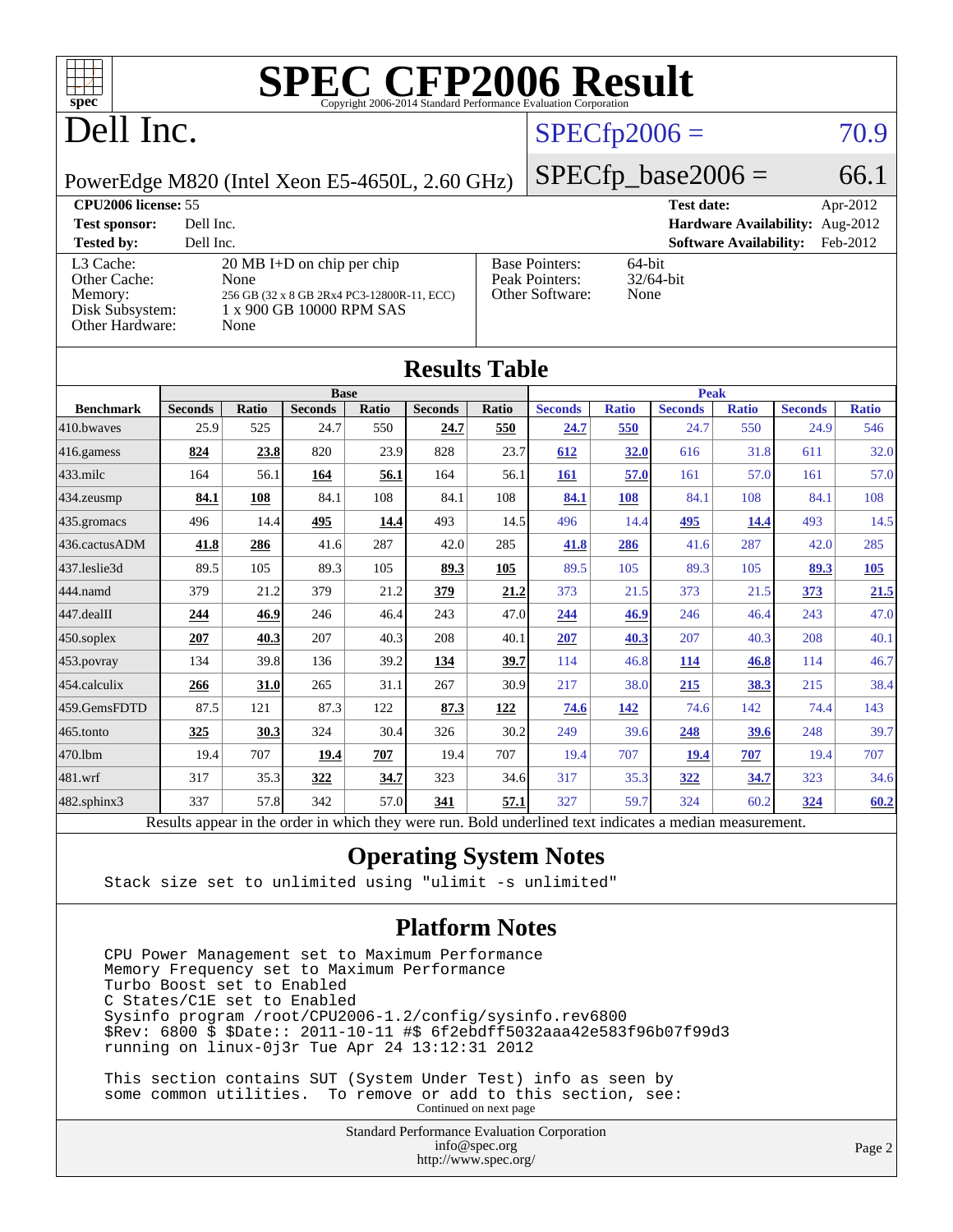# SPEC CFP2006 Result

Copyright 2006-2014 Standard Performance Evaluation Corporation

# Dell Inc.

PowerEdge M820 (Intel Xeon E5-4650L, 2.60 GHz)

SPECfp2006 = 70.9

SPECfp_base2006 = 66.1

| | | | |
|---|---|---|---|
| **CPU2006 license:** 55 | | **Test date:** | Apr-2012 |
| **Test sponsor:** | Dell Inc. | **Hardware Availability:** | Aug-2012 |
| **Tested by:** | Dell Inc. | **Software Availability:** | Feb-2012 |

| | |
|---|---|
| L3 Cache: | 20 MB I+D on chip per chip |
| Other Cache: | None |
| Memory: | 256 GB (32 x 8 GB 2Rx4 PC3-12800R-11, ECC) |
| Disk Subsystem: | 1 x 900 GB 10000 RPM SAS |
| Other Hardware: | None |

| | |
|---|---|
| Base Pointers: | 64-bit |
| Peak Pointers: | 32/64-bit |
| Other Software: | None |

## Results Table

| Benchmark | Base | | | | | | Peak | | | | | |
|---|---|---|---|---|---|---|---|---|---|---|---|---|
| | Seconds | Ratio | Seconds | Ratio | Seconds | Ratio | Seconds | Ratio | Seconds | Ratio | Seconds | Ratio |
| 410.bwaves | 25.9 | 525 | 24.7 | 550 | **24.7** | **550** | **24.7** | **550** | 24.7 | 550 | 24.9 | 546 |
| 416.gamess | **824** | **23.8** | 820 | 23.9 | 828 | 23.7 | **612** | **32.0** | 616 | 31.8 | 611 | 32.0 |
| 433.milc | 164 | 56.1 | **164** | **56.1** | 164 | 56.1 | **161** | **57.0** | 161 | 57.0 | 161 | 57.0 |
| 434.zeusmp | **84.1** | **108** | 84.1 | 108 | 84.1 | 108 | **84.1** | **108** | 84.1 | 108 | 84.1 | 108 |
| 435.gromacs | 496 | 14.4 | **495** | **14.4** | 493 | 14.5 | 496 | 14.4 | **495** | **14.4** | 493 | 14.5 |
| 436.cactusADM | **41.8** | **286** | 41.6 | 287 | 42.0 | 285 | **41.8** | **286** | 41.6 | 287 | 42.0 | 285 |
| 437.leslie3d | 89.5 | 105 | 89.3 | 105 | **89.3** | **105** | 89.5 | 105 | 89.3 | 105 | **89.3** | **105** |
| 444.namd | 379 | 21.2 | 379 | 21.2 | **379** | **21.2** | 373 | 21.5 | 373 | 21.5 | **373** | **21.5** |
| 447.dealII | **244** | **46.9** | 246 | 46.4 | 243 | 47.0 | **244** | **46.9** | 246 | 46.4 | 243 | 47.0 |
| 450.soplex | **207** | **40.3** | 207 | 40.3 | 208 | 40.1 | **207** | **40.3** | 207 | 40.3 | 208 | 40.1 |
| 453.povray | 134 | 39.8 | 136 | 39.2 | **134** | **39.7** | 114 | 46.8 | **114** | **46.8** | 114 | 46.7 |
| 454.calculix | **266** | **31.0** | 265 | 31.1 | 267 | 30.9 | 217 | 38.0 | **215** | **38.3** | 215 | 38.4 |
| 459.GemsFDTD | 87.5 | 121 | 87.3 | 122 | **87.3** | **122** | **74.6** | **142** | 74.6 | 142 | 74.4 | 143 |
| 465.tonto | **325** | **30.3** | 324 | 30.4 | 326 | 30.2 | 249 | 39.6 | **248** | **39.6** | 248 | 39.7 |
| 470.lbm | 19.4 | 707 | **19.4** | **707** | 19.4 | 707 | 19.4 | 707 | **19.4** | **707** | 19.4 | 707 |
| 481.wrf | 317 | 35.3 | **322** | **34.7** | 323 | 34.6 | 317 | 35.3 | **322** | **34.7** | 323 | 34.6 |
| 482.sphinx3 | 337 | 57.8 | 342 | 57.0 | **341** | **57.1** | 327 | 59.7 | 324 | 60.2 | **324** | **60.2** |

Results appear in the order in which they were run. Bold underlined text indicates a median measurement.

## Operating System Notes

```
Stack size set to unlimited using "ulimit -s unlimited"
```

## Platform Notes

```
CPU Power Management set to Maximum Performance
Memory Frequency set to Maximum Performance
Turbo Boost set to Enabled
C States/C1E set to Enabled
Sysinfo program /root/CPU2006-1.2/config/sysinfo.rev6800
$Rev: 6800 $ $Date:: 2011-10-11 #$ 6f2ebdff5032aaa42e583f96b07f99d3
running on linux-0j3r Tue Apr 24 13:12:31 2012

This section contains SUT (System Under Test) info as seen by
some common utilities.  To remove or add to this section, see:
```

Continued on next page

Standard Performance Evaluation Corporation
info@spec.org
http://www.spec.org/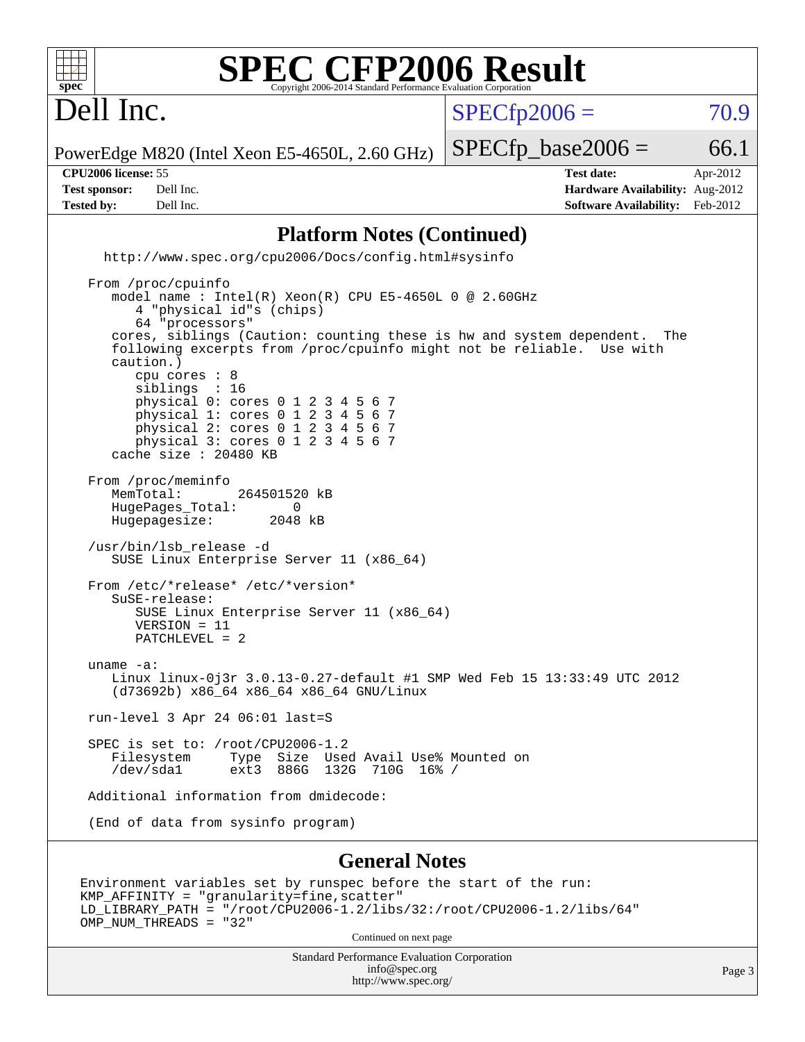# SPEC CFP2006 Result

Copyright 2006-2014 Standard Performance Evaluation Corporation

## Dell Inc.

PowerEdge M820 (Intel Xeon E5-4650L, 2.60 GHz)

SPECfp2006 = 70.9

SPECfp_base2006 = 66.1

**CPU2006 license:** 55 | **Test date:** Apr-2012

**Test sponsor:** Dell Inc. | **Hardware Availability:** Aug-2012

**Tested by:** Dell Inc. | **Software Availability:** Feb-2012

## Platform Notes (Continued)

```
  http://www.spec.org/cpu2006/Docs/config.html#sysinfo

From /proc/cpuinfo
   model name : Intel(R) Xeon(R) CPU E5-4650L 0 @ 2.60GHz
      4 "physical id"s (chips)
      64 "processors"
   cores, siblings (Caution: counting these is hw and system dependent.  The
   following excerpts from /proc/cpuinfo might not be reliable.  Use with
   caution.)
      cpu cores : 8
      siblings  : 16
      physical 0: cores 0 1 2 3 4 5 6 7
      physical 1: cores 0 1 2 3 4 5 6 7
      physical 2: cores 0 1 2 3 4 5 6 7
      physical 3: cores 0 1 2 3 4 5 6 7
   cache size : 20480 KB

From /proc/meminfo
   MemTotal:       264501520 kB
   HugePages_Total:       0
   Hugepagesize:       2048 kB

/usr/bin/lsb_release -d
   SUSE Linux Enterprise Server 11 (x86_64)

From /etc/*release* /etc/*version*
   SuSE-release:
      SUSE Linux Enterprise Server 11 (x86_64)
      VERSION = 11
      PATCHLEVEL = 2

uname -a:
   Linux linux-0j3r 3.0.13-0.27-default #1 SMP Wed Feb 15 13:33:49 UTC 2012
   (d73692b) x86_64 x86_64 x86_64 GNU/Linux

run-level 3 Apr 24 06:01 last=S

SPEC is set to: /root/CPU2006-1.2
   Filesystem     Type  Size  Used Avail Use% Mounted on
   /dev/sda1      ext3  886G  132G  710G  16% /

Additional information from dmidecode:

(End of data from sysinfo program)
```

## General Notes

```
Environment variables set by runspec before the start of the run:
KMP_AFFINITY = "granularity=fine,scatter"
LD_LIBRARY_PATH = "/root/CPU2006-1.2/libs/32:/root/CPU2006-1.2/libs/64"
OMP_NUM_THREADS = "32"
```

Continued on next page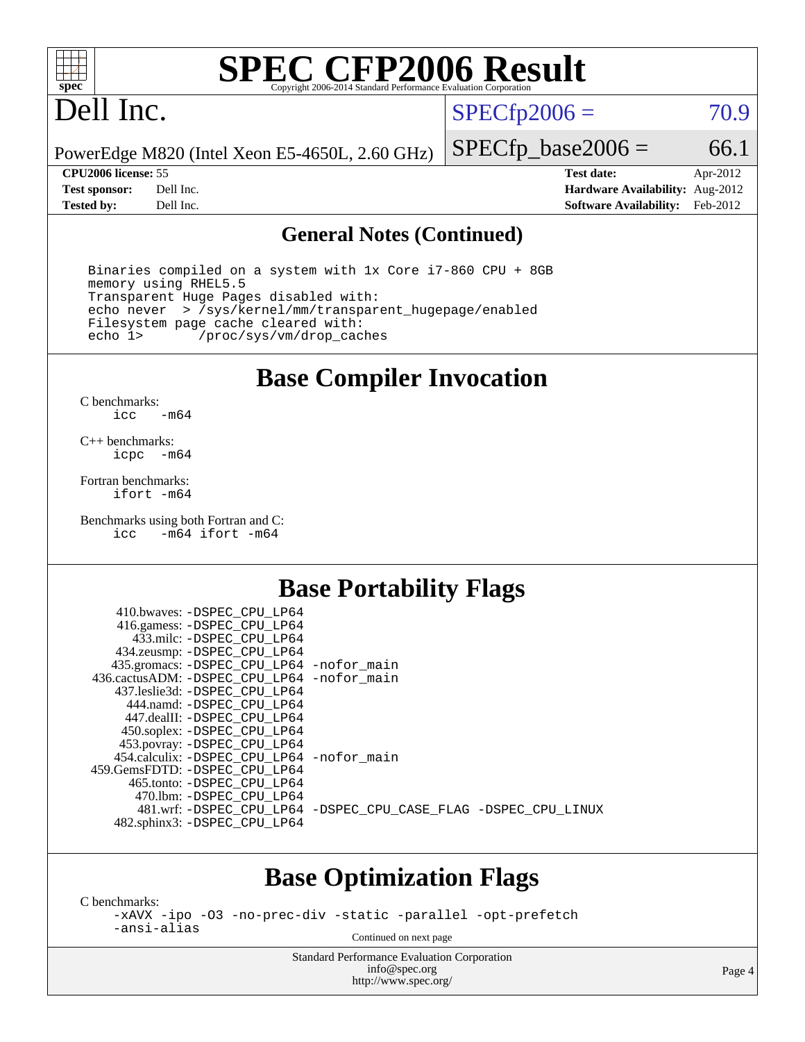# SPEC CFP2006 Result

Copyright 2006-2014 Standard Performance Evaluation Corporation

## Dell Inc.

PowerEdge M820 (Intel Xeon E5-4650L, 2.60 GHz)

SPECfp2006 = 70.9

SPECfp_base2006 = 66.1

| | | | |
|---|---|---|---|
| **CPU2006 license:** 55 | | **Test date:** | Apr-2012 |
| **Test sponsor:** | Dell Inc. | **Hardware Availability:** | Aug-2012 |
| **Tested by:** | Dell Inc. | **Software Availability:** | Feb-2012 |

### General Notes (Continued)

```
Binaries compiled on a system with 1x Core i7-860 CPU + 8GB
memory using RHEL5.5
Transparent Huge Pages disabled with:
echo never  > /sys/kernel/mm/transparent_hugepage/enabled
Filesystem page cache cleared with:
echo 1>       /proc/sys/vm/drop_caches
```

## Base Compiler Invocation

C benchmarks:
```
icc   -m64
```

C++ benchmarks:
```
icpc  -m64
```

Fortran benchmarks:
```
ifort -m64
```

Benchmarks using both Fortran and C:
```
icc   -m64 ifort -m64
```

## Base Portability Flags

```
     410.bwaves: -DSPEC_CPU_LP64
     416.gamess: -DSPEC_CPU_LP64
       433.milc: -DSPEC_CPU_LP64
     434.zeusmp: -DSPEC_CPU_LP64
    435.gromacs: -DSPEC_CPU_LP64 -nofor_main
 436.cactusADM: -DSPEC_CPU_LP64 -nofor_main
    437.leslie3d: -DSPEC_CPU_LP64
       444.namd: -DSPEC_CPU_LP64
     447.dealII: -DSPEC_CPU_LP64
     450.soplex: -DSPEC_CPU_LP64
     453.povray: -DSPEC_CPU_LP64
   454.calculix: -DSPEC_CPU_LP64 -nofor_main
  459.GemsFDTD: -DSPEC_CPU_LP64
      465.tonto: -DSPEC_CPU_LP64
        470.lbm: -DSPEC_CPU_LP64
        481.wrf: -DSPEC_CPU_LP64 -DSPEC_CPU_CASE_FLAG -DSPEC_CPU_LINUX
    482.sphinx3: -DSPEC_CPU_LP64
```

## Base Optimization Flags

C benchmarks:
```
-xAVX -ipo -O3 -no-prec-div -static -parallel -opt-prefetch
-ansi-alias
```

Continued on next page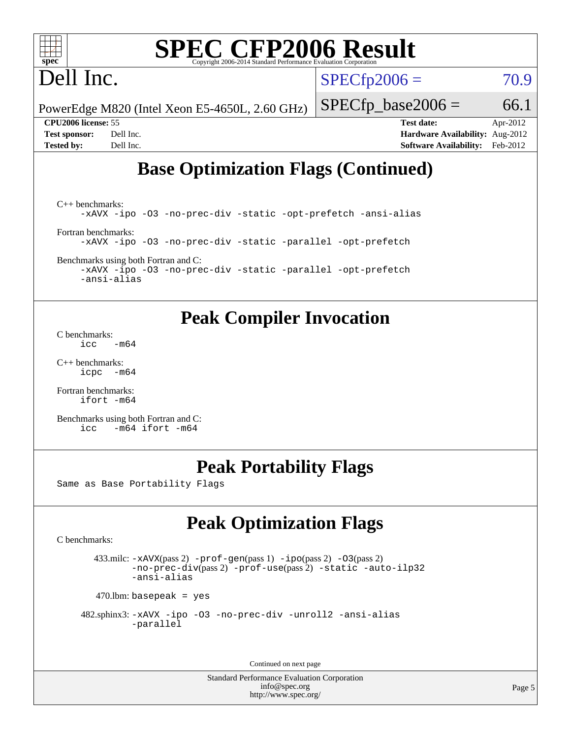# SPEC CFP2006 Result

Copyright 2006-2014 Standard Performance Evaluation Corporation

# Dell Inc.

PowerEdge M820 (Intel Xeon E5-4650L, 2.60 GHz)

SPECfp2006 = 70.9

SPECfp_base2006 = 66.1

| | | | |
|---|---|---|---|
| **CPU2006 license:** 55 | | **Test date:** | Apr-2012 |
| **Test sponsor:** | Dell Inc. | **Hardware Availability:** | Aug-2012 |
| **Tested by:** | Dell Inc. | **Software Availability:** | Feb-2012 |

## Base Optimization Flags (Continued)

C++ benchmarks:

```
-xAVX -ipo -O3 -no-prec-div -static -opt-prefetch -ansi-alias
```

Fortran benchmarks:

```
-xAVX -ipo -O3 -no-prec-div -static -parallel -opt-prefetch
```

Benchmarks using both Fortran and C:

```
-xAVX -ipo -O3 -no-prec-div -static -parallel -opt-prefetch
-ansi-alias
```

## Peak Compiler Invocation

C benchmarks:

```
icc   -m64
```

C++ benchmarks:

```
icpc  -m64
```

Fortran benchmarks:

```
ifort -m64
```

Benchmarks using both Fortran and C:

```
icc   -m64 ifort -m64
```

## Peak Portability Flags

Same as Base Portability Flags

## Peak Optimization Flags

C benchmarks:

433.milc: -xAVX(pass 2) -prof-gen(pass 1) -ipo(pass 2) -O3(pass 2) -no-prec-div(pass 2) -prof-use(pass 2) -static -auto-ilp32 -ansi-alias

470.lbm: basepeak = yes

482.sphinx3: -xAVX -ipo -O3 -no-prec-div -unroll2 -ansi-alias -parallel

Continued on next page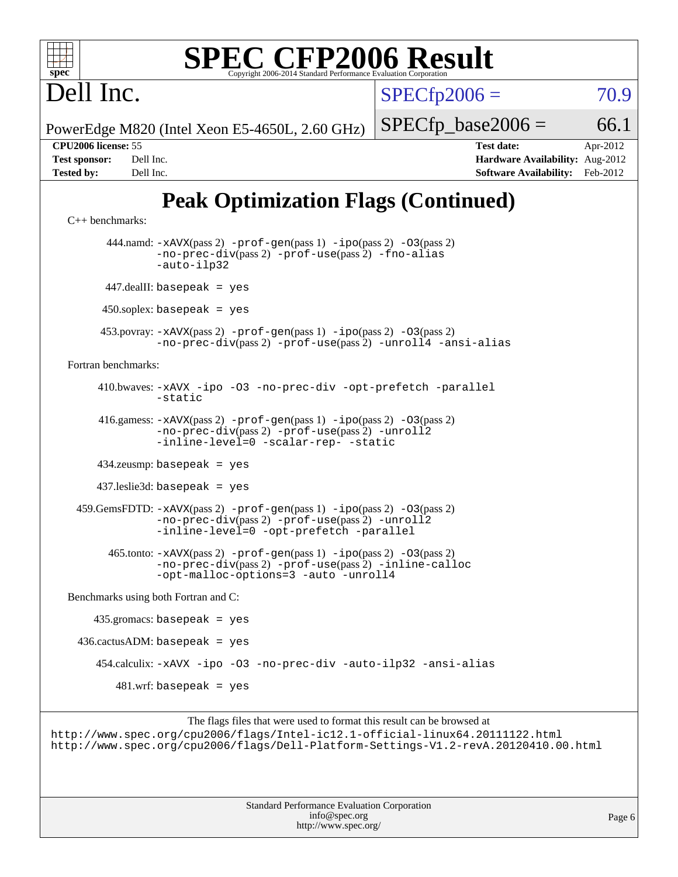# Dell Inc.

PowerEdge M820 (Intel Xeon E5-4650L, 2.60 GHz)

SPECfp2006 = 70.9

SPECfp_base2006 = 66.1

**CPU2006 license:** 55 | **Test date:** Apr-2012
**Test sponsor:** Dell Inc. | **Hardware Availability:** Aug-2012
**Tested by:** Dell Inc. | **Software Availability:** Feb-2012

## Peak Optimization Flags (Continued)

C++ benchmarks:

444.namd: `-xAVX`(pass 2) `-prof-gen`(pass 1) `-ipo`(pass 2) `-O3`(pass 2) `-no-prec-div`(pass 2) `-prof-use`(pass 2) `-fno-alias` `-auto-ilp32`

447.dealII: `basepeak = yes`

450.soplex: `basepeak = yes`

453.povray: `-xAVX`(pass 2) `-prof-gen`(pass 1) `-ipo`(pass 2) `-O3`(pass 2) `-no-prec-div`(pass 2) `-prof-use`(pass 2) `-unroll4` `-ansi-alias`

Fortran benchmarks:

410.bwaves: `-xAVX` `-ipo` `-O3` `-no-prec-div` `-opt-prefetch` `-parallel` `-static`

416.gamess: `-xAVX`(pass 2) `-prof-gen`(pass 1) `-ipo`(pass 2) `-O3`(pass 2) `-no-prec-div`(pass 2) `-prof-use`(pass 2) `-unroll2` `-inline-level=0` `-scalar-rep-` `-static`

434.zeusmp: `basepeak = yes`

437.leslie3d: `basepeak = yes`

459.GemsFDTD: `-xAVX`(pass 2) `-prof-gen`(pass 1) `-ipo`(pass 2) `-O3`(pass 2) `-no-prec-div`(pass 2) `-prof-use`(pass 2) `-unroll2` `-inline-level=0` `-opt-prefetch` `-parallel`

465.tonto: `-xAVX`(pass 2) `-prof-gen`(pass 1) `-ipo`(pass 2) `-O3`(pass 2) `-no-prec-div`(pass 2) `-prof-use`(pass 2) `-inline-calloc` `-opt-malloc-options=3` `-auto` `-unroll4`

Benchmarks using both Fortran and C:

435.gromacs: `basepeak = yes`

436.cactusADM: `basepeak = yes`

454.calculix: `-xAVX` `-ipo` `-O3` `-no-prec-div` `-auto-ilp32` `-ansi-alias`

481.wrf: `basepeak = yes`

The flags files that were used to format this result can be browsed at
http://www.spec.org/cpu2006/flags/Intel-ic12.1-official-linux64.20111122.html
http://www.spec.org/cpu2006/flags/Dell-Platform-Settings-V1.2-revA.20120410.00.html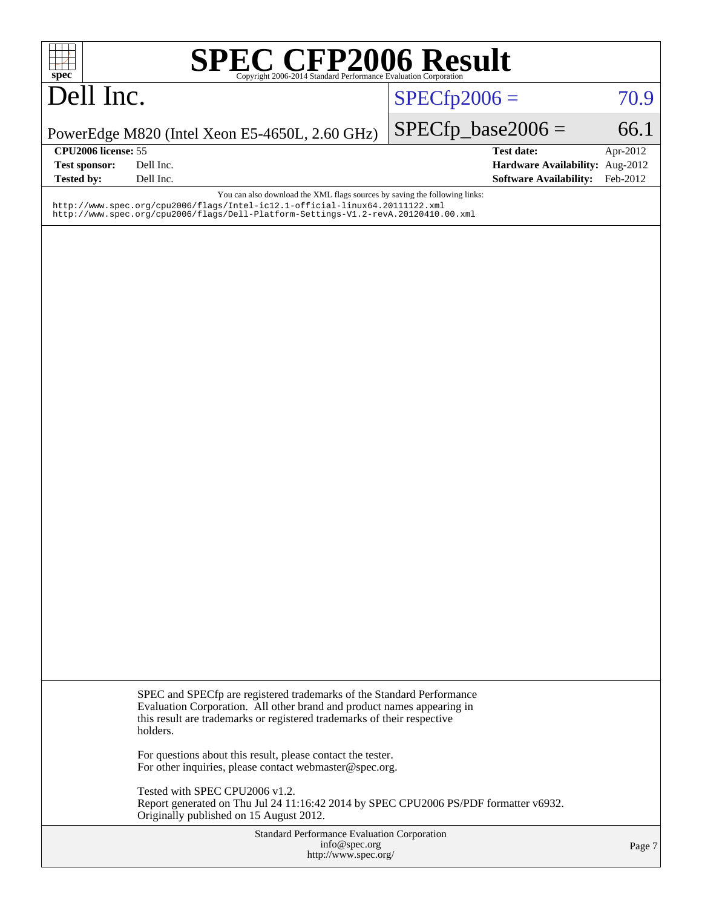# SPEC CFP2006 Result

Copyright 2006-2014 Standard Performance Evaluation Corporation

## Dell Inc.

PowerEdge M820 (Intel Xeon E5-4650L, 2.60 GHz)

SPECfp2006 = 70.9

SPECfp_base2006 = 66.1

| | | | |
|---|---|---|---|
| **CPU2006 license:** | 55 | **Test date:** | Apr-2012 |
| **Test sponsor:** | Dell Inc. | **Hardware Availability:** | Aug-2012 |
| **Tested by:** | Dell Inc. | **Software Availability:** | Feb-2012 |

You can also download the XML flags sources by saving the following links:

```
http://www.spec.org/cpu2006/flags/Intel-ic12.1-official-linux64.20111122.xml
http://www.spec.org/cpu2006/flags/Dell-Platform-Settings-V1.2-revA.20120410.00.xml
```

SPEC and SPECfp are registered trademarks of the Standard Performance Evaluation Corporation. All other brand and product names appearing in this result are trademarks or registered trademarks of their respective holders.

For questions about this result, please contact the tester.
For other inquiries, please contact webmaster@spec.org.

Tested with SPEC CPU2006 v1.2.
Report generated on Thu Jul 24 11:16:42 2014 by SPEC CPU2006 PS/PDF formatter v6932.
Originally published on 15 August 2012.

Standard Performance Evaluation Corporation
info@spec.org
http://www.spec.org/